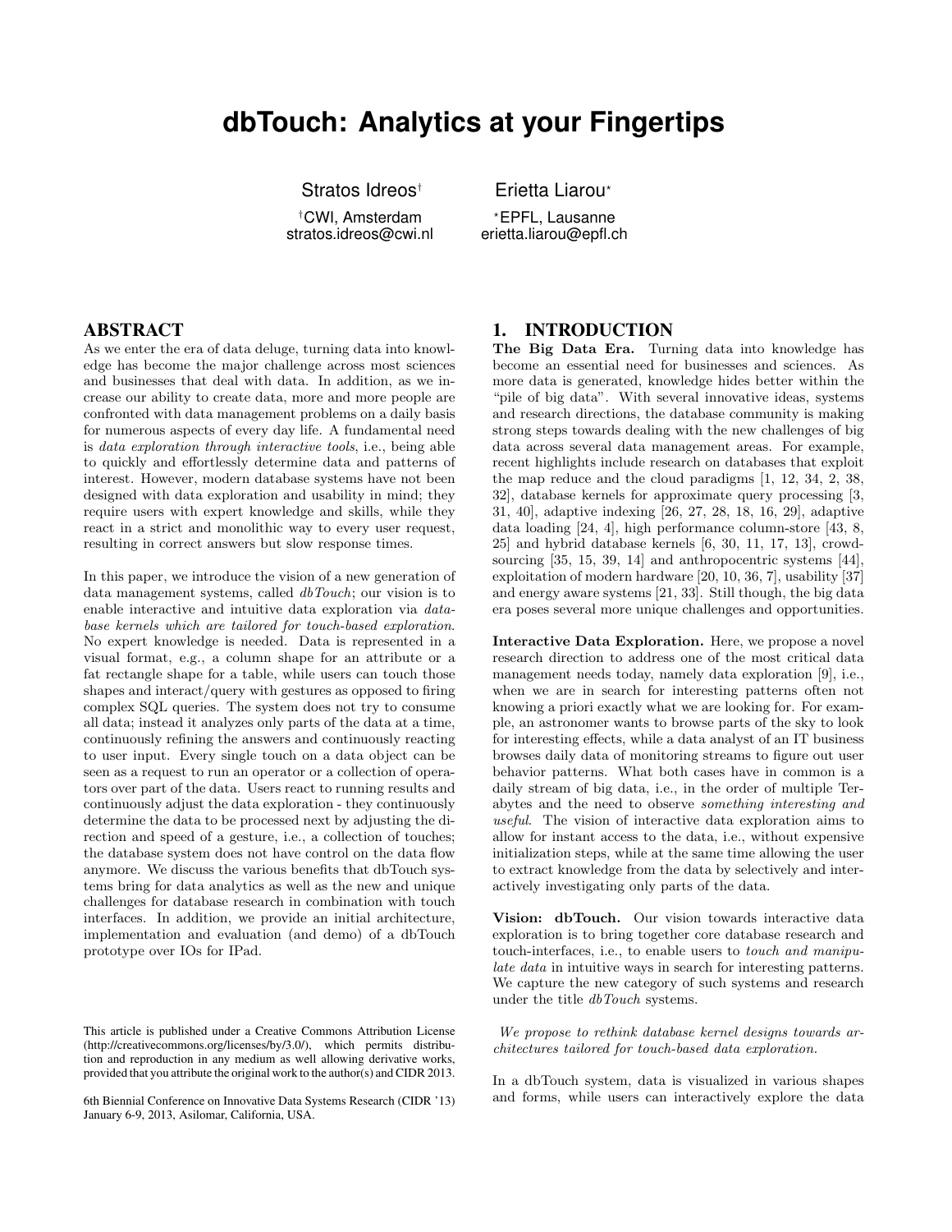# dbTouch: Analytics at your Fingertips

Stratos Idreos[†]
[†]CWI, Amsterdam
stratos.idreos@cwi.nl

Erietta Liarou[⋆]
[⋆]EPFL, Lausanne
erietta.liarou@epfl.ch

## ABSTRACT

As we enter the era of data deluge, turning data into knowledge has become the major challenge across most sciences and businesses that deal with data. In addition, as we increase our ability to create data, more and more people are confronted with data management problems on a daily basis for numerous aspects of every day life. A fundamental need is *data exploration through interactive tools*, i.e., being able to quickly and effortlessly determine data and patterns of interest. However, modern database systems have not been designed with data exploration and usability in mind; they require users with expert knowledge and skills, while they react in a strict and monolithic way to every user request, resulting in correct answers but slow response times.

In this paper, we introduce the vision of a new generation of data management systems, called *dbTouch*; our vision is to enable interactive and intuitive data exploration via *database kernels which are tailored for touch-based exploration*. No expert knowledge is needed. Data is represented in a visual format, e.g., a column shape for an attribute or a fat rectangle shape for a table, while users can touch those shapes and interact/query with gestures as opposed to firing complex SQL queries. The system does not try to consume all data; instead it analyzes only parts of the data at a time, continuously refining the answers and continuously reacting to user input. Every single touch on a data object can be seen as a request to run an operator or a collection of operators over part of the data. Users react to running results and continuously adjust the data exploration - they continuously determine the data to be processed next by adjusting the direction and speed of a gesture, i.e., a collection of touches; the database system does not have control on the data flow anymore. We discuss the various benefits that dbTouch systems bring for data analytics as well as the new and unique challenges for database research in combination with touch interfaces. In addition, we provide an initial architecture, implementation and evaluation (and demo) of a dbTouch prototype over IOs for IPad.

This article is published under a Creative Commons Attribution License (http://creativecommons.org/licenses/by/3.0/), which permits distribution and reproduction in any medium as well allowing derivative works, provided that you attribute the original work to the author(s) and CIDR 2013.

6th Biennial Conference on Innovative Data Systems Research (CIDR '13) January 6-9, 2013, Asilomar, California, USA.

## 1. INTRODUCTION

**The Big Data Era.** Turning data into knowledge has become an essential need for businesses and sciences. As more data is generated, knowledge hides better within the "pile of big data". With several innovative ideas, systems and research directions, the database community is making strong steps towards dealing with the new challenges of big data across several data management areas. For example, recent highlights include research on databases that exploit the map reduce and the cloud paradigms [1, 12, 34, 2, 38, 32], database kernels for approximate query processing [3, 31, 40], adaptive indexing [26, 27, 28, 18, 16, 29], adaptive data loading [24, 4], high performance column-store [43, 8, 25] and hybrid database kernels [6, 30, 11, 17, 13], crowdsourcing [35, 15, 39, 14] and anthropocentric systems [44], exploitation of modern hardware [20, 10, 36, 7], usability [37] and energy aware systems [21, 33]. Still though, the big data era poses several more unique challenges and opportunities.

**Interactive Data Exploration.** Here, we propose a novel research direction to address one of the most critical data management needs today, namely data exploration [9], i.e., when we are in search for interesting patterns often not knowing a priori exactly what we are looking for. For example, an astronomer wants to browse parts of the sky to look for interesting effects, while a data analyst of an IT business browses daily data of monitoring streams to figure out user behavior patterns. What both cases have in common is a daily stream of big data, i.e., in the order of multiple Terabytes and the need to observe *something interesting and useful*. The vision of interactive data exploration aims to allow for instant access to the data, i.e., without expensive initialization steps, while at the same time allowing the user to extract knowledge from the data by selectively and interactively investigating only parts of the data.

**Vision: dbTouch.** Our vision towards interactive data exploration is to bring together core database research and touch-interfaces, i.e., to enable users to *touch and manipulate data* in intuitive ways in search for interesting patterns. We capture the new category of such systems and research under the title *dbTouch* systems.

*We propose to rethink database kernel designs towards architectures tailored for touch-based data exploration.*

In a dbTouch system, data is visualized in various shapes and forms, while users can interactively explore the data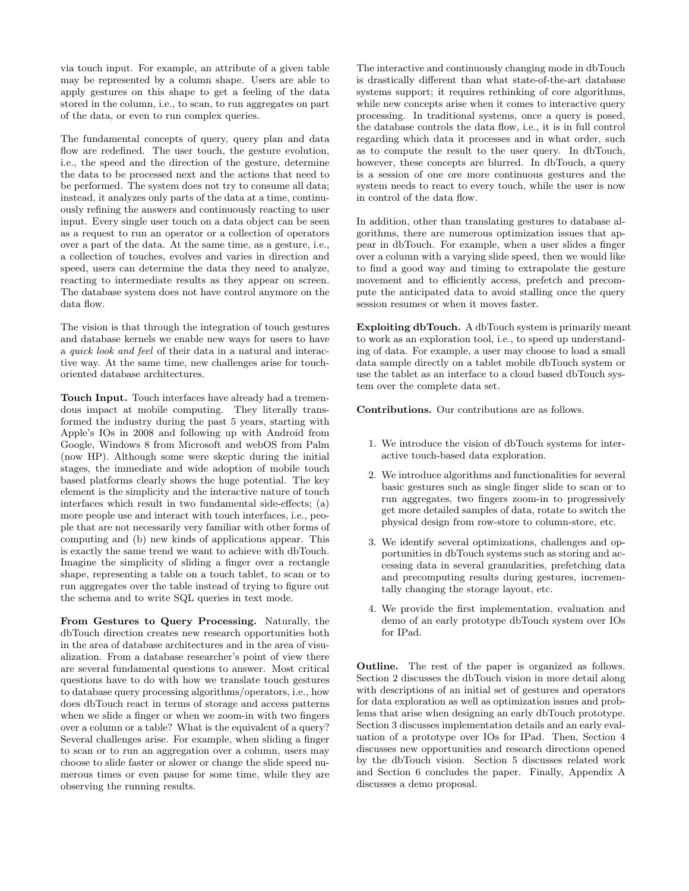via touch input. For example, an attribute of a given table may be represented by a column shape. Users are able to apply gestures on this shape to get a feeling of the data stored in the column, i.e., to scan, to run aggregates on part of the data, or even to run complex queries.

The fundamental concepts of query, query plan and data flow are redefined. The user touch, the gesture evolution, i.e., the speed and the direction of the gesture, determine the data to be processed next and the actions that need to be performed. The system does not try to consume all data; instead, it analyzes only parts of the data at a time, continuously refining the answers and continuously reacting to user input. Every single user touch on a data object can be seen as a request to run an operator or a collection of operators over a part of the data. At the same time, as a gesture, i.e., a collection of touches, evolves and varies in direction and speed, users can determine the data they need to analyze, reacting to intermediate results as they appear on screen. The database system does not have control anymore on the data flow.

The vision is that through the integration of touch gestures and database kernels we enable new ways for users to have a *quick look and feel* of their data in a natural and interactive way. At the same time, new challenges arise for touch-oriented database architectures.

**Touch Input.** Touch interfaces have already had a tremendous impact at mobile computing. They literally transformed the industry during the past 5 years, starting with Apple's IOs in 2008 and following up with Android from Google, Windows 8 from Microsoft and webOS from Palm (now HP). Although some were skeptic during the initial stages, the immediate and wide adoption of mobile touch based platforms clearly shows the huge potential. The key element is the simplicity and the interactive nature of touch interfaces which result in two fundamental side-effects; (a) more people use and interact with touch interfaces, i.e., people that are not necessarily very familiar with other forms of computing and (b) new kinds of applications appear. This is exactly the same trend we want to achieve with dbTouch. Imagine the simplicity of sliding a finger over a rectangle shape, representing a table on a touch tablet, to scan or to run aggregates over the table instead of trying to figure out the schema and to write SQL queries in text mode.

**From Gestures to Query Processing.** Naturally, the dbTouch direction creates new research opportunities both in the area of database architectures and in the area of visualization. From a database researcher's point of view there are several fundamental questions to answer. Most critical questions have to do with how we translate touch gestures to database query processing algorithms/operators, i.e., how does dbTouch react in terms of storage and access patterns when we slide a finger or when we zoom-in with two fingers over a column or a table? What is the equivalent of a query? Several challenges arise. For example, when sliding a finger to scan or to run an aggregation over a column, users may choose to slide faster or slower or change the slide speed numerous times or even pause for some time, while they are observing the running results.

The interactive and continuously changing mode in dbTouch is drastically different than what state-of-the-art database systems support; it requires rethinking of core algorithms, while new concepts arise when it comes to interactive query processing. In traditional systems, once a query is posed, the database controls the data flow, i.e., it is in full control regarding which data it processes and in what order, such as to compute the result to the user query. In dbTouch, however, these concepts are blurred. In dbTouch, a query is a session of one ore more continuous gestures and the system needs to react to every touch, while the user is now in control of the data flow.

In addition, other than translating gestures to database algorithms, there are numerous optimization issues that appear in dbTouch. For example, when a user slides a finger over a column with a varying slide speed, then we would like to find a good way and timing to extrapolate the gesture movement and to efficiently access, prefetch and precompute the anticipated data to avoid stalling once the query session resumes or when it moves faster.

**Exploiting dbTouch.** A dbTouch system is primarily meant to work as an exploration tool, i.e., to speed up understanding of data. For example, a user may choose to load a small data sample directly on a tablet mobile dbTouch system or use the tablet as an interface to a cloud based dbTouch system over the complete data set.

**Contributions.** Our contributions are as follows.

1. We introduce the vision of dbTouch systems for interactive touch-based data exploration.
2. We introduce algorithms and functionalities for several basic gestures such as single finger slide to scan or to run aggregates, two fingers zoom-in to progressively get more detailed samples of data, rotate to switch the physical design from row-store to column-store, etc.
3. We identify several optimizations, challenges and opportunities in dbTouch systems such as storing and accessing data in several granularities, prefetching data and precomputing results during gestures, incrementally changing the storage layout, etc.
4. We provide the first implementation, evaluation and demo of an early prototype dbTouch system over IOs for IPad.

**Outline.** The rest of the paper is organized as follows. Section 2 discusses the dbTouch vision in more detail along with descriptions of an initial set of gestures and operators for data exploration as well as optimization issues and problems that arise when designing an early dbTouch prototype. Section 3 discusses implementation details and an early evaluation of a prototype over IOs for IPad. Then, Section 4 discusses new opportunities and research directions opened by the dbTouch vision. Section 5 discusses related work and Section 6 concludes the paper. Finally, Appendix A discusses a demo proposal.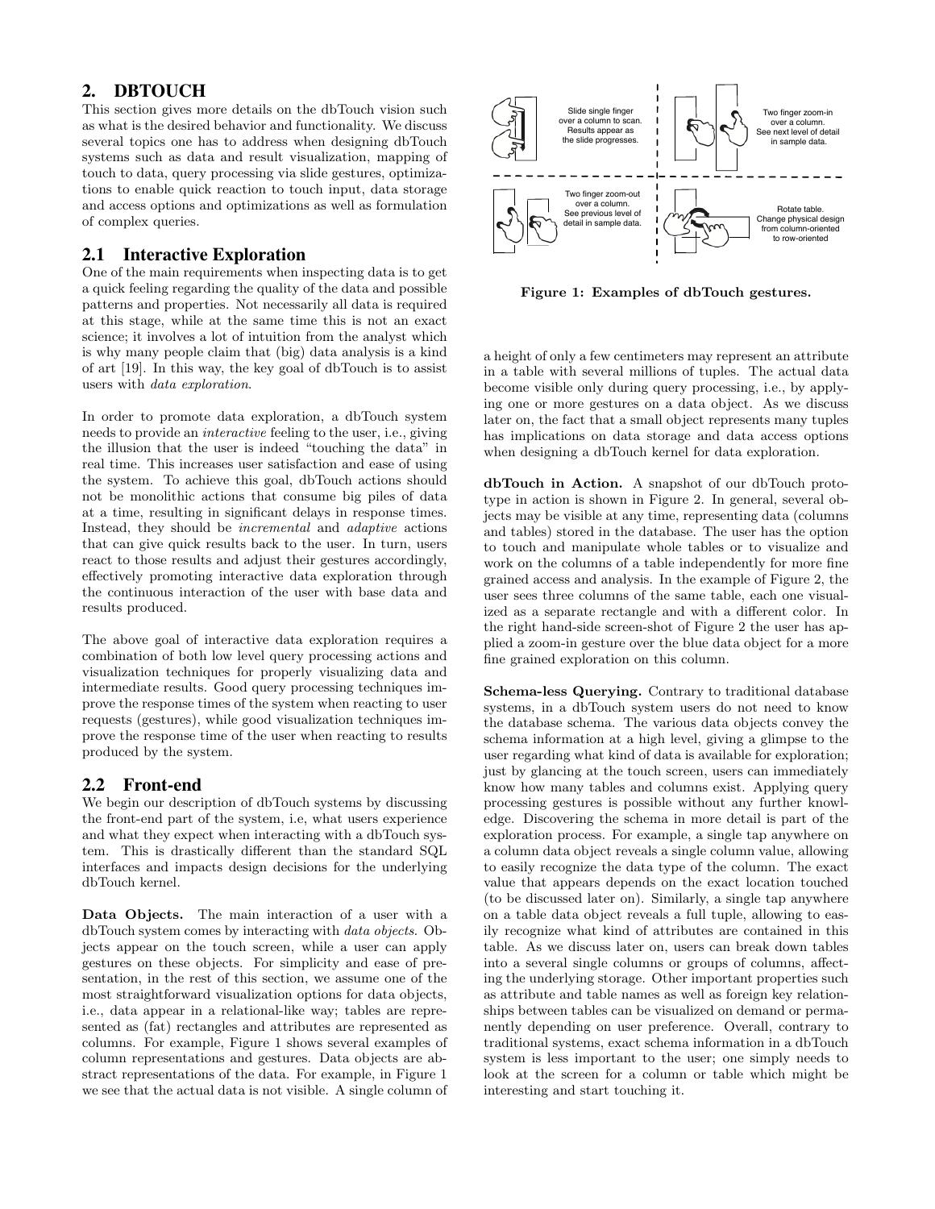## 2. DBTOUCH

This section gives more details on the dbTouch vision such as what is the desired behavior and functionality. We discuss several topics one has to address when designing dbTouch systems such as data and result visualization, mapping of touch to data, query processing via slide gestures, optimizations to enable quick reaction to touch input, data storage and access options and optimizations as well as formulation of complex queries.

### 2.1 Interactive Exploration

One of the main requirements when inspecting data is to get a quick feeling regarding the quality of the data and possible patterns and properties. Not necessarily all data is required at this stage, while at the same time this is not an exact science; it involves a lot of intuition from the analyst which is why many people claim that (big) data analysis is a kind of art [19]. In this way, the key goal of dbTouch is to assist users with *data exploration*.

In order to promote data exploration, a dbTouch system needs to provide an *interactive* feeling to the user, i.e., giving the illusion that the user is indeed "touching the data" in real time. This increases user satisfaction and ease of using the system. To achieve this goal, dbTouch actions should not be monolithic actions that consume big piles of data at a time, resulting in significant delays in response times. Instead, they should be *incremental* and *adaptive* actions that can give quick results back to the user. In turn, users react to those results and adjust their gestures accordingly, effectively promoting interactive data exploration through the continuous interaction of the user with base data and results produced.

The above goal of interactive data exploration requires a combination of both low level query processing actions and visualization techniques for properly visualizing data and intermediate results. Good query processing techniques improve the response times of the system when reacting to user requests (gestures), while good visualization techniques improve the response time of the user when reacting to results produced by the system.

### 2.2 Front-end

We begin our description of dbTouch systems by discussing the front-end part of the system, i.e, what users experience and what they expect when interacting with a dbTouch system. This is drastically different than the standard SQL interfaces and impacts design decisions for the underlying dbTouch kernel.

**Data Objects.** The main interaction of a user with a dbTouch system comes by interacting with *data objects*. Objects appear on the touch screen, while a user can apply gestures on these objects. For simplicity and ease of presentation, in the rest of this section, we assume one of the most straightforward visualization options for data objects, i.e., data appear in a relational-like way; tables are represented as (fat) rectangles and attributes are represented as columns. For example, Figure 1 shows several examples of column representations and gestures. Data objects are abstract representations of the data. For example, in Figure 1 we see that the actual data is not visible. A single column of a height of only a few centimeters may represent an attribute in a table with several millions of tuples. The actual data become visible only during query processing, i.e., by applying one or more gestures on a data object. As we discuss later on, the fact that a small object represents many tuples has implications on data storage and data access options when designing a dbTouch kernel for data exploration.

Slide single finger over a column to scan. Results appear as the slide progresses.

Two finger zoom-in over a column. See next level of detail in sample data.

Two finger zoom-out over a column. See previous level of detail in sample data.

Rotate table. Change physical design from column-oriented to row-oriented

**Figure 1: Examples of dbTouch gestures.**

**dbTouch in Action.** A snapshot of our dbTouch prototype in action is shown in Figure 2. In general, several objects may be visible at any time, representing data (columns and tables) stored in the database. The user has the option to touch and manipulate whole tables or to visualize and work on the columns of a table independently for more fine grained access and analysis. In the example of Figure 2, the user sees three columns of the same table, each one visualized as a separate rectangle and with a different color. In the right hand-side screen-shot of Figure 2 the user has applied a zoom-in gesture over the blue data object for a more fine grained exploration on this column.

**Schema-less Querying.** Contrary to traditional database systems, in a dbTouch system users do not need to know the database schema. The various data objects convey the schema information at a high level, giving a glimpse to the user regarding what kind of data is available for exploration; just by glancing at the touch screen, users can immediately know how many tables and columns exist. Applying query processing gestures is possible without any further knowledge. Discovering the schema in more detail is part of the exploration process. For example, a single tap anywhere on a column data object reveals a single column value, allowing to easily recognize the data type of the column. The exact value that appears depends on the exact location touched (to be discussed later on). Similarly, a single tap anywhere on a table data object reveals a full tuple, allowing to easily recognize what kind of attributes are contained in this table. As we discuss later on, users can break down tables into a several single columns or groups of columns, affecting the underlying storage. Other important properties such as attribute and table names as well as foreign key relationships between tables can be visualized on demand or permanently depending on user preference. Overall, contrary to traditional systems, exact schema information in a dbTouch system is less important to the user; one simply needs to look at the screen for a column or table which might be interesting and start touching it.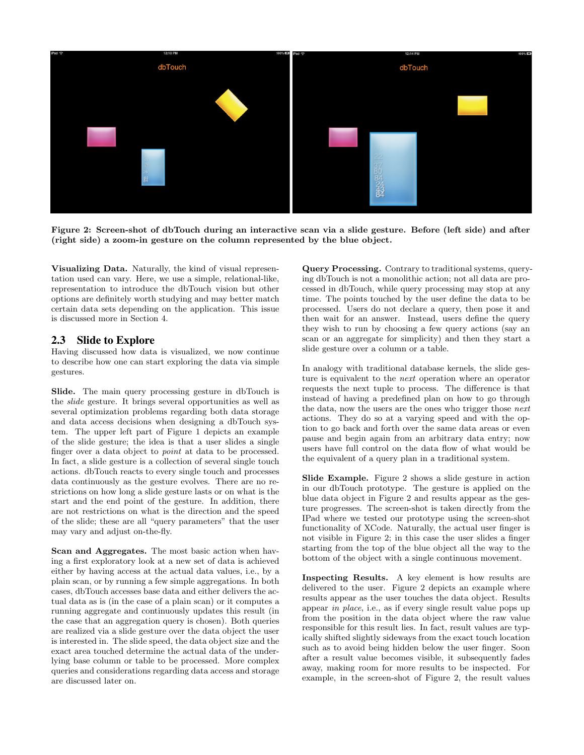**Figure 2: Screen-shot of dbTouch during an interactive scan via a slide gesture. Before (left side) and after (right side) a zoom-in gesture on the column represented by the blue object.**

**Visualizing Data.** Naturally, the kind of visual representation used can vary. Here, we use a simple, relational-like, representation to introduce the dbTouch vision but other options are definitely worth studying and may better match certain data sets depending on the application. This issue is discussed more in Section 4.

## 2.3 Slide to Explore

Having discussed how data is visualized, we now continue to describe how one can start exploring the data via simple gestures.

**Slide.** The main query processing gesture in dbTouch is the *slide* gesture. It brings several opportunities as well as several optimization problems regarding both data storage and data access decisions when designing a dbTouch system. The upper left part of Figure 1 depicts an example of the slide gesture; the idea is that a user slides a single finger over a data object to *point* at data to be processed. In fact, a slide gesture is a collection of several single touch actions. dbTouch reacts to every single touch and processes data continuously as the gesture evolves. There are no restrictions on how long a slide gesture lasts or on what is the start and the end point of the gesture. In addition, there are not restrictions on what is the direction and the speed of the slide; these are all "query parameters" that the user may vary and adjust on-the-fly.

**Scan and Aggregates.** The most basic action when having a first exploratory look at a new set of data is achieved either by having access at the actual data values, i.e., by a plain scan, or by running a few simple aggregations. In both cases, dbTouch accesses base data and either delivers the actual data as is (in the case of a plain scan) or it computes a running aggregate and continuously updates this result (in the case that an aggregation query is chosen). Both queries are realized via a slide gesture over the data object the user is interested in. The slide speed, the data object size and the exact area touched determine the actual data of the underlying base column or table to be processed. More complex queries and considerations regarding data access and storage are discussed later on.

**Query Processing.** Contrary to traditional systems, querying dbTouch is not a monolithic action; not all data are processed in dbTouch, while query processing may stop at any time. The points touched by the user define the data to be processed. Users do not declare a query, then pose it and then wait for an answer. Instead, users define the query they wish to run by choosing a few query actions (say an scan or an aggregate for simplicity) and then they start a slide gesture over a column or a table.

In analogy with traditional database kernels, the slide gesture is equivalent to the *next* operation where an operator requests the next tuple to process. The difference is that instead of having a predefined plan on how to go through the data, now the users are the ones who trigger those *next* actions. They do so at a varying speed and with the option to go back and forth over the same data areas or even pause and begin again from an arbitrary data entry; now users have full control on the data flow of what would be the equivalent of a query plan in a traditional system.

**Slide Example.** Figure 2 shows a slide gesture in action in our dbTouch prototype. The gesture is applied on the blue data object in Figure 2 and results appear as the gesture progresses. The screen-shot is taken directly from the IPad where we tested our prototype using the screen-shot functionality of XCode. Naturally, the actual user finger is not visible in Figure 2; in this case the user slides a finger starting from the top of the blue object all the way to the bottom of the object with a single continuous movement.

**Inspecting Results.** A key element is how results are delivered to the user. Figure 2 depicts an example where results appear as the user touches the data object. Results appear *in place*, i.e., as if every single result value pops up from the position in the data object where the raw value responsible for this result lies. In fact, result values are typically shifted slightly sideways from the exact touch location such as to avoid being hidden below the user finger. Soon after a result value becomes visible, it subsequently fades away, making room for more results to be inspected. For example, in the screen-shot of Figure 2, the result values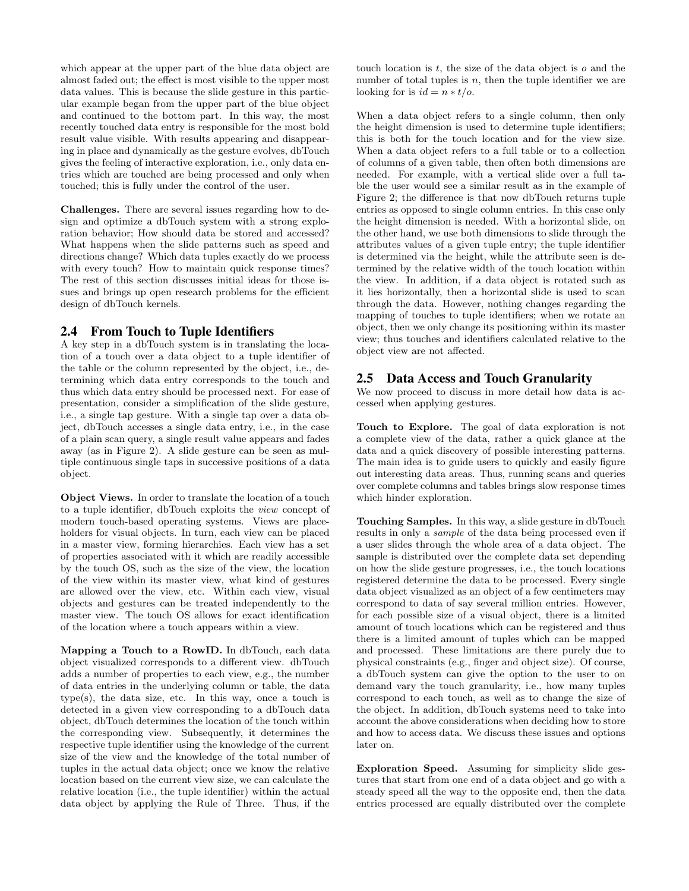which appear at the upper part of the blue data object are almost faded out; the effect is most visible to the upper most data values. This is because the slide gesture in this particular example began from the upper part of the blue object and continued to the bottom part. In this way, the most recently touched data entry is responsible for the most bold result value visible. With results appearing and disappearing in place and dynamically as the gesture evolves, dbTouch gives the feeling of interactive exploration, i.e., only data entries which are touched are being processed and only when touched; this is fully under the control of the user.

**Challenges.** There are several issues regarding how to design and optimize a dbTouch system with a strong exploration behavior; How should data be stored and accessed? What happens when the slide patterns such as speed and directions change? Which data tuples exactly do we process with every touch? How to maintain quick response times? The rest of this section discusses initial ideas for those issues and brings up open research problems for the efficient design of dbTouch kernels.

## 2.4 From Touch to Tuple Identifiers

A key step in a dbTouch system is in translating the location of a touch over a data object to a tuple identifier of the table or the column represented by the object, i.e., determining which data entry corresponds to the touch and thus which data entry should be processed next. For ease of presentation, consider a simplification of the slide gesture, i.e., a single tap gesture. With a single tap over a data object, dbTouch accesses a single data entry, i.e., in the case of a plain scan query, a single result value appears and fades away (as in Figure 2). A slide gesture can be seen as multiple continuous single taps in successive positions of a data object.

**Object Views.** In order to translate the location of a touch to a tuple identifier, dbTouch exploits the *view* concept of modern touch-based operating systems. Views are placeholders for visual objects. In turn, each view can be placed in a master view, forming hierarchies. Each view has a set of properties associated with it which are readily accessible by the touch OS, such as the size of the view, the location of the view within its master view, what kind of gestures are allowed over the view, etc. Within each view, visual objects and gestures can be treated independently to the master view. The touch OS allows for exact identification of the location where a touch appears within a view.

**Mapping a Touch to a RowID.** In dbTouch, each data object visualized corresponds to a different view. dbTouch adds a number of properties to each view, e.g., the number of data entries in the underlying column or table, the data type(s), the data size, etc. In this way, once a touch is detected in a given view corresponding to a dbTouch data object, dbTouch determines the location of the touch within the corresponding view. Subsequently, it determines the respective tuple identifier using the knowledge of the current size of the view and the knowledge of the total number of tuples in the actual data object; once we know the relative location based on the current view size, we can calculate the relative location (i.e., the tuple identifier) within the actual data object by applying the Rule of Three. Thus, if the touch location is $t$, the size of the data object is $o$ and the number of total tuples is $n$, then the tuple identifier we are looking for is $id = n * t/o$.

When a data object refers to a single column, then only the height dimension is used to determine tuple identifiers; this is both for the touch location and for the view size. When a data object refers to a full table or to a collection of columns of a given table, then often both dimensions are needed. For example, with a vertical slide over a full table the user would see a similar result as in the example of Figure 2; the difference is that now dbTouch returns tuple entries as opposed to single column entries. In this case only the height dimension is needed. With a horizontal slide, on the other hand, we use both dimensions to slide through the attributes values of a given tuple entry; the tuple identifier is determined via the height, while the attribute seen is determined by the relative width of the touch location within the view. In addition, if a data object is rotated such as it lies horizontally, then a horizontal slide is used to scan through the data. However, nothing changes regarding the mapping of touches to tuple identifiers; when we rotate an object, then we only change its positioning within its master view; thus touches and identifiers calculated relative to the object view are not affected.

## 2.5 Data Access and Touch Granularity

We now proceed to discuss in more detail how data is accessed when applying gestures.

**Touch to Explore.** The goal of data exploration is not a complete view of the data, rather a quick glance at the data and a quick discovery of possible interesting patterns. The main idea is to guide users to quickly and easily figure out interesting data areas. Thus, running scans and queries over complete columns and tables brings slow response times which hinder exploration.

**Touching Samples.** In this way, a slide gesture in dbTouch results in only a *sample* of the data being processed even if a user slides through the whole area of a data object. The sample is distributed over the complete data set depending on how the slide gesture progresses, i.e., the touch locations registered determine the data to be processed. Every single data object visualized as an object of a few centimeters may correspond to data of say several million entries. However, for each possible size of a visual object, there is a limited amount of touch locations which can be registered and thus there is a limited amount of tuples which can be mapped and processed. These limitations are there purely due to physical constraints (e.g., finger and object size). Of course, a dbTouch system can give the option to the user to on demand vary the touch granularity, i.e., how many tuples correspond to each touch, as well as to change the size of the object. In addition, dbTouch systems need to take into account the above considerations when deciding how to store and how to access data. We discuss these issues and options later on.

**Exploration Speed.** Assuming for simplicity slide gestures that start from one end of a data object and go with a steady speed all the way to the opposite end, then the data entries processed are equally distributed over the complete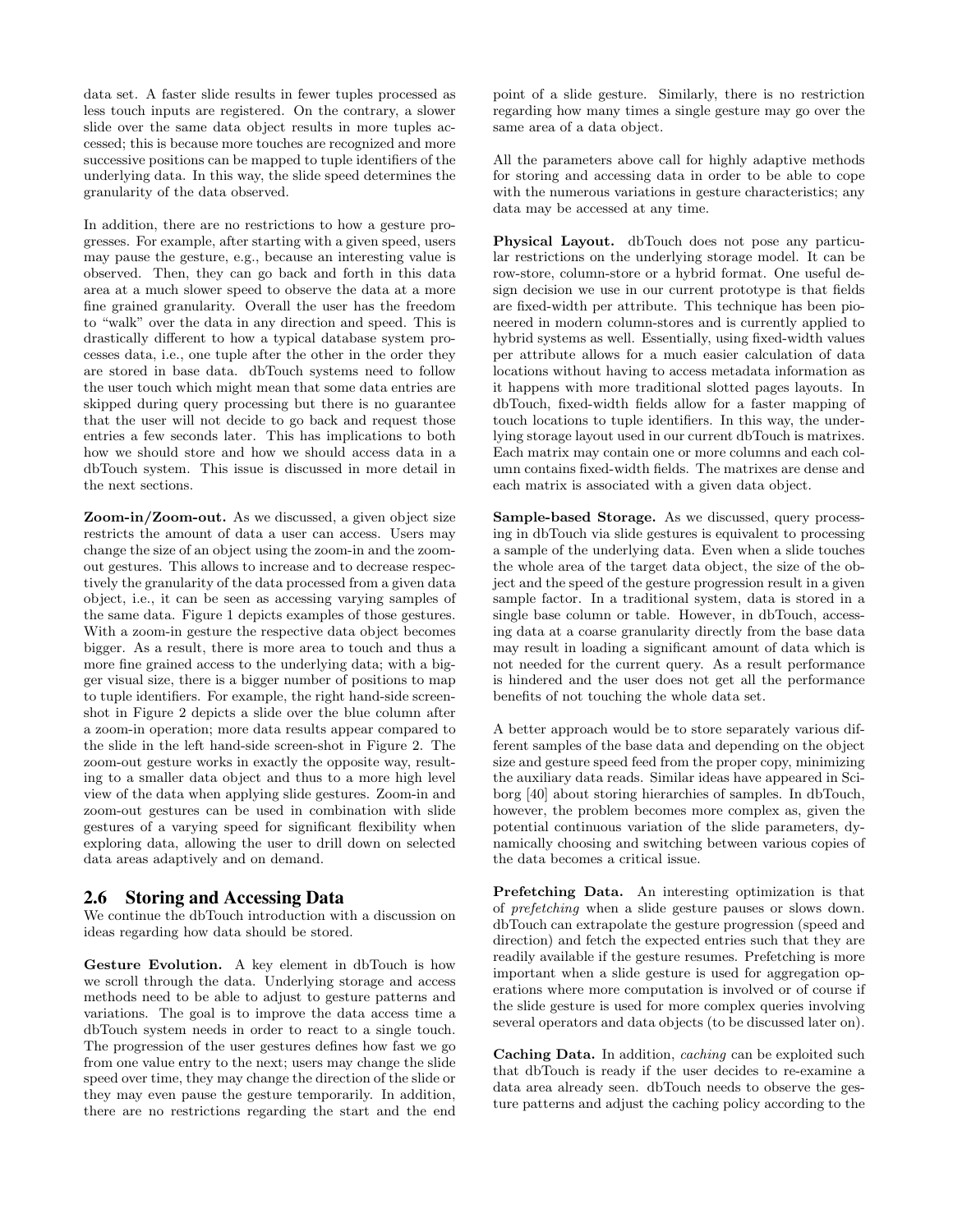data set. A faster slide results in fewer tuples processed as less touch inputs are registered. On the contrary, a slower slide over the same data object results in more tuples accessed; this is because more touches are recognized and more successive positions can be mapped to tuple identifiers of the underlying data. In this way, the slide speed determines the granularity of the data observed.

In addition, there are no restrictions to how a gesture progresses. For example, after starting with a given speed, users may pause the gesture, e.g., because an interesting value is observed. Then, they can go back and forth in this data area at a much slower speed to observe the data at a more fine grained granularity. Overall the user has the freedom to "walk" over the data in any direction and speed. This is drastically different to how a typical database system processes data, i.e., one tuple after the other in the order they are stored in base data. dbTouch systems need to follow the user touch which might mean that some data entries are skipped during query processing but there is no guarantee that the user will not decide to go back and request those entries a few seconds later. This has implications to both how we should store and how we should access data in a dbTouch system. This issue is discussed in more detail in the next sections.

**Zoom-in/Zoom-out.** As we discussed, a given object size restricts the amount of data a user can access. Users may change the size of an object using the zoom-in and the zoom-out gestures. This allows to increase and to decrease respectively the granularity of the data processed from a given data object, i.e., it can be seen as accessing varying samples of the same data. Figure 1 depicts examples of those gestures. With a zoom-in gesture the respective data object becomes bigger. As a result, there is more area to touch and thus a more fine grained access to the underlying data; with a bigger visual size, there is a bigger number of positions to map to tuple identifiers. For example, the right hand-side screenshot in Figure 2 depicts a slide over the blue column after a zoom-in operation; more data results appear compared to the slide in the left hand-side screen-shot in Figure 2. The zoom-out gesture works in exactly the opposite way, resulting to a smaller data object and thus to a more high level view of the data when applying slide gestures. Zoom-in and zoom-out gestures can be used in combination with slide gestures of a varying speed for significant flexibility when exploring data, allowing the user to drill down on selected data areas adaptively and on demand.

## 2.6 Storing and Accessing Data

We continue the dbTouch introduction with a discussion on ideas regarding how data should be stored.

**Gesture Evolution.** A key element in dbTouch is how we scroll through the data. Underlying storage and access methods need to be able to adjust to gesture patterns and variations. The goal is to improve the data access time a dbTouch system needs in order to react to a single touch. The progression of the user gestures defines how fast we go from one value entry to the next; users may change the slide speed over time, they may change the direction of the slide or they may even pause the gesture temporarily. In addition, there are no restrictions regarding the start and the end point of a slide gesture. Similarly, there is no restriction regarding how many times a single gesture may go over the same area of a data object.

All the parameters above call for highly adaptive methods for storing and accessing data in order to be able to cope with the numerous variations in gesture characteristics; any data may be accessed at any time.

**Physical Layout.** dbTouch does not pose any particular restrictions on the underlying storage model. It can be row-store, column-store or a hybrid format. One useful design decision we use in our current prototype is that fields are fixed-width per attribute. This technique has been pioneered in modern column-stores and is currently applied to hybrid systems as well. Essentially, using fixed-width values per attribute allows for a much easier calculation of data locations without having to access metadata information as it happens with more traditional slotted pages layouts. In dbTouch, fixed-width fields allow for a faster mapping of touch locations to tuple identifiers. In this way, the underlying storage layout used in our current dbTouch is matrixes. Each matrix may contain one or more columns and each column contains fixed-width fields. The matrixes are dense and each matrix is associated with a given data object.

**Sample-based Storage.** As we discussed, query processing in dbTouch via slide gestures is equivalent to processing a sample of the underlying data. Even when a slide touches the whole area of the target data object, the size of the object and the speed of the gesture progression result in a given sample factor. In a traditional system, data is stored in a single base column or table. However, in dbTouch, accessing data at a coarse granularity directly from the base data may result in loading a significant amount of data which is not needed for the current query. As a result performance is hindered and the user does not get all the performance benefits of not touching the whole data set.

A better approach would be to store separately various different samples of the base data and depending on the object size and gesture speed feed from the proper copy, minimizing the auxiliary data reads. Similar ideas have appeared in Sciborg [40] about storing hierarchies of samples. In dbTouch, however, the problem becomes more complex as, given the potential continuous variation of the slide parameters, dynamically choosing and switching between various copies of the data becomes a critical issue.

**Prefetching Data.** An interesting optimization is that of *prefetching* when a slide gesture pauses or slows down. dbTouch can extrapolate the gesture progression (speed and direction) and fetch the expected entries such that they are readily available if the gesture resumes. Prefetching is more important when a slide gesture is used for aggregation operations where more computation is involved or of course if the slide gesture is used for more complex queries involving several operators and data objects (to be discussed later on).

**Caching Data.** In addition, *caching* can be exploited such that dbTouch is ready if the user decides to re-examine a data area already seen. dbTouch needs to observe the gesture patterns and adjust the caching policy according to the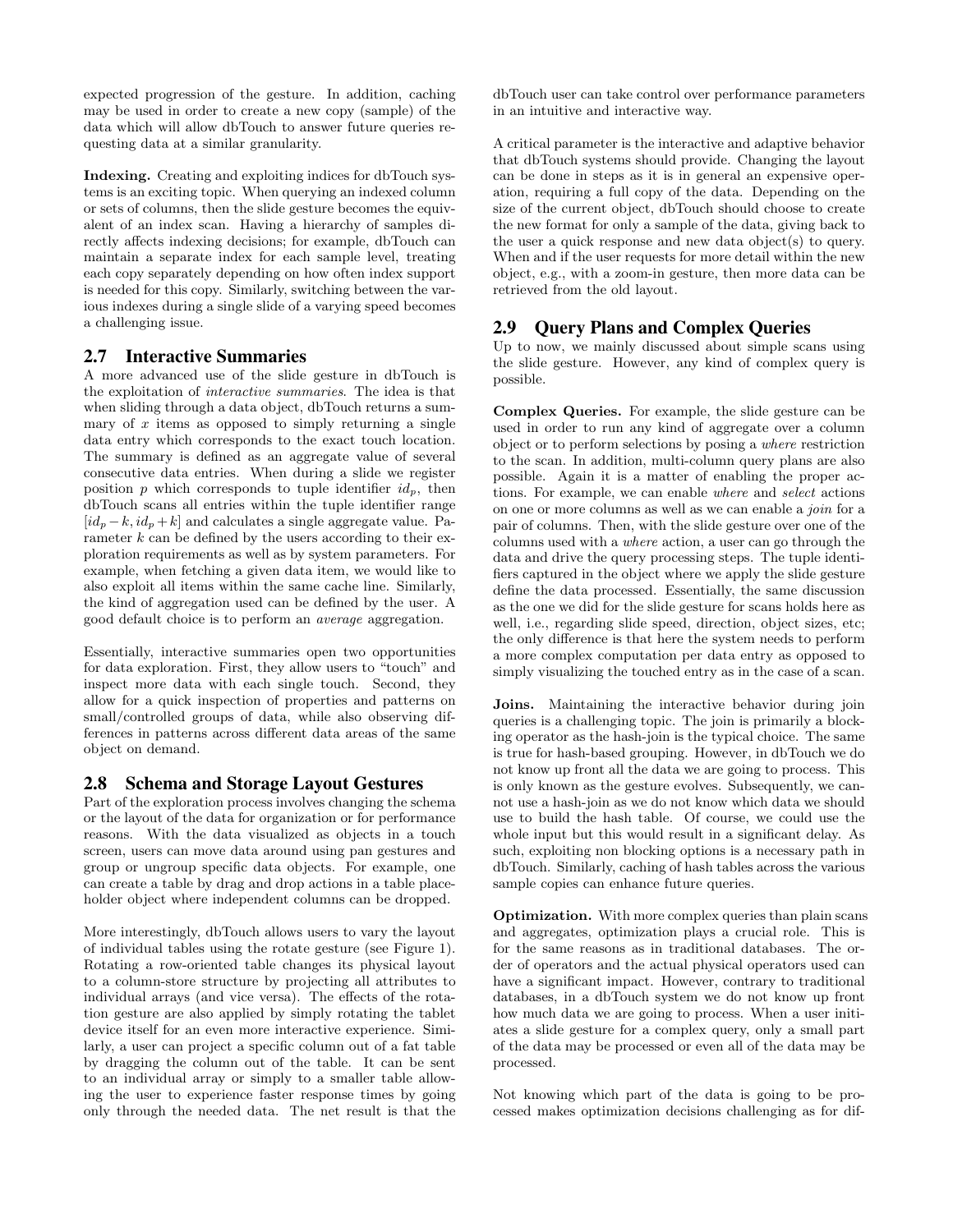expected progression of the gesture. In addition, caching may be used in order to create a new copy (sample) of the data which will allow dbTouch to answer future queries requesting data at a similar granularity.

**Indexing.** Creating and exploiting indices for dbTouch systems is an exciting topic. When querying an indexed column or sets of columns, then the slide gesture becomes the equivalent of an index scan. Having a hierarchy of samples directly affects indexing decisions; for example, dbTouch can maintain a separate index for each sample level, treating each copy separately depending on how often index support is needed for this copy. Similarly, switching between the various indexes during a single slide of a varying speed becomes a challenging issue.

## 2.7 Interactive Summaries

A more advanced use of the slide gesture in dbTouch is the exploitation of *interactive summaries*. The idea is that when sliding through a data object, dbTouch returns a summary of $x$ items as opposed to simply returning a single data entry which corresponds to the exact touch location. The summary is defined as an aggregate value of several consecutive data entries. When during a slide we register position $p$ which corresponds to tuple identifier $id_p$, then dbTouch scans all entries within the tuple identifier range $[id_p - k, id_p + k]$ and calculates a single aggregate value. Parameter $k$ can be defined by the users according to their exploration requirements as well as by system parameters. For example, when fetching a given data item, we would like to also exploit all items within the same cache line. Similarly, the kind of aggregation used can be defined by the user. A good default choice is to perform an *average* aggregation.

Essentially, interactive summaries open two opportunities for data exploration. First, they allow users to "touch" and inspect more data with each single touch. Second, they allow for a quick inspection of properties and patterns on small/controlled groups of data, while also observing differences in patterns across different data areas of the same object on demand.

## 2.8 Schema and Storage Layout Gestures

Part of the exploration process involves changing the schema or the layout of the data for organization or for performance reasons. With the data visualized as objects in a touch screen, users can move data around using pan gestures and group or ungroup specific data objects. For example, one can create a table by drag and drop actions in a table placeholder object where independent columns can be dropped.

More interestingly, dbTouch allows users to vary the layout of individual tables using the rotate gesture (see Figure 1). Rotating a row-oriented table changes its physical layout to a column-store structure by projecting all attributes to individual arrays (and vice versa). The effects of the rotation gesture are also applied by simply rotating the tablet device itself for an even more interactive experience. Similarly, a user can project a specific column out of a fat table by dragging the column out of the table. It can be sent to an individual array or simply to a smaller table allowing the user to experience faster response times by going only through the needed data. The net result is that the dbTouch user can take control over performance parameters in an intuitive and interactive way.

A critical parameter is the interactive and adaptive behavior that dbTouch systems should provide. Changing the layout can be done in steps as it is in general an expensive operation, requiring a full copy of the data. Depending on the size of the current object, dbTouch should choose to create the new format for only a sample of the data, giving back to the user a quick response and new data object(s) to query. When and if the user requests for more detail within the new object, e.g., with a zoom-in gesture, then more data can be retrieved from the old layout.

## 2.9 Query Plans and Complex Queries

Up to now, we mainly discussed about simple scans using the slide gesture. However, any kind of complex query is possible.

**Complex Queries.** For example, the slide gesture can be used in order to run any kind of aggregate over a column object or to perform selections by posing a *where* restriction to the scan. In addition, multi-column query plans are also possible. Again it is a matter of enabling the proper actions. For example, we can enable *where* and *select* actions on one or more columns as well as we can enable a *join* for a pair of columns. Then, with the slide gesture over one of the columns used with a *where* action, a user can go through the data and drive the query processing steps. The tuple identifiers captured in the object where we apply the slide gesture define the data processed. Essentially, the same discussion as the one we did for the slide gesture for scans holds here as well, i.e., regarding slide speed, direction, object sizes, etc; the only difference is that here the system needs to perform a more complex computation per data entry as opposed to simply visualizing the touched entry as in the case of a scan.

**Joins.** Maintaining the interactive behavior during join queries is a challenging topic. The join is primarily a blocking operator as the hash-join is the typical choice. The same is true for hash-based grouping. However, in dbTouch we do not know up front all the data we are going to process. This is only known as the gesture evolves. Subsequently, we cannot use a hash-join as we do not know which data we should use to build the hash table. Of course, we could use the whole input but this would result in a significant delay. As such, exploiting non blocking options is a necessary path in dbTouch. Similarly, caching of hash tables across the various sample copies can enhance future queries.

**Optimization.** With more complex queries than plain scans and aggregates, optimization plays a crucial role. This is for the same reasons as in traditional databases. The order of operators and the actual physical operators used can have a significant impact. However, contrary to traditional databases, in a dbTouch system we do not know up front how much data we are going to process. When a user initiates a slide gesture for a complex query, only a small part of the data may be processed or even all of the data may be processed.

Not knowing which part of the data is going to be processed makes optimization decisions challenging as for dif-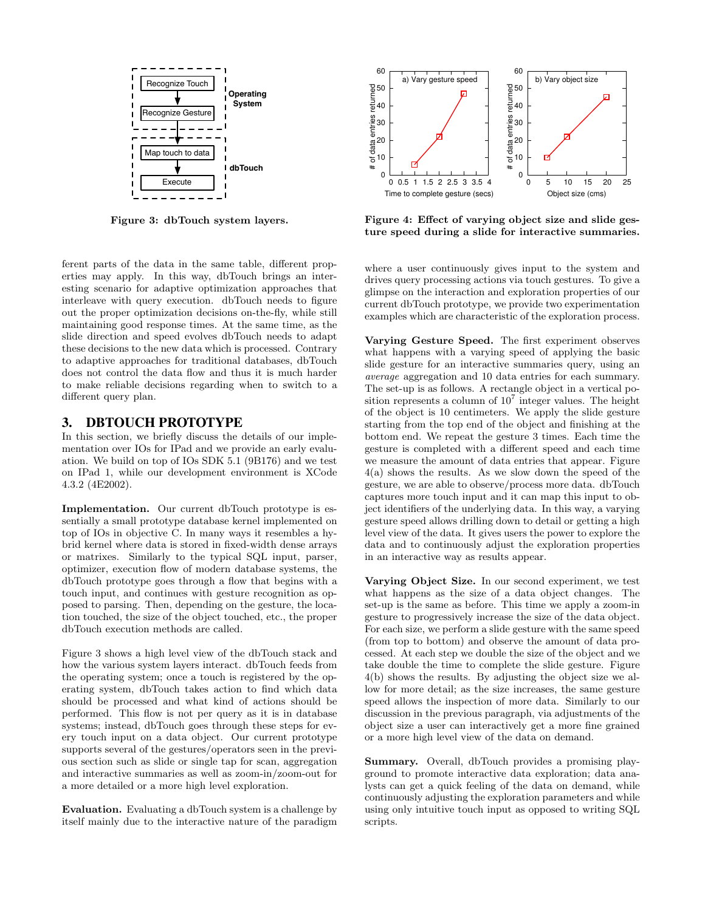Figure 3: dbTouch system layers.

Figure 4: Effect of varying object size and slide gesture speed during a slide for interactive summaries.

ferent parts of the data in the same table, different properties may apply. In this way, dbTouch brings an interesting scenario for adaptive optimization approaches that interleave with query execution. dbTouch needs to figure out the proper optimization decisions on-the-fly, while still maintaining good response times. At the same time, as the slide direction and speed evolves dbTouch needs to adapt these decisions to the new data which is processed. Contrary to adaptive approaches for traditional databases, dbTouch does not control the data flow and thus it is much harder to make reliable decisions regarding when to switch to a different query plan.

## 3. DBTOUCH PROTOTYPE

In this section, we briefly discuss the details of our implementation over IOs for IPad and we provide an early evaluation. We build on top of IOs SDK 5.1 (9B176) and we test on IPad 1, while our development environment is XCode 4.3.2 (4E2002).

**Implementation.** Our current dbTouch prototype is essentially a small prototype database kernel implemented on top of IOs in objective C. In many ways it resembles a hybrid kernel where data is stored in fixed-width dense arrays or matrixes. Similarly to the typical SQL input, parser, optimizer, execution flow of modern database systems, the dbTouch prototype goes through a flow that begins with a touch input, and continues with gesture recognition as opposed to parsing. Then, depending on the gesture, the location touched, the size of the object touched, etc., the proper dbTouch execution methods are called.

Figure 3 shows a high level view of the dbTouch stack and how the various system layers interact. dbTouch feeds from the operating system; once a touch is registered by the operating system, dbTouch takes action to find which data should be processed and what kind of actions should be performed. This flow is not per query as it is in database systems; instead, dbTouch goes through these steps for every touch input on a data object. Our current prototype supports several of the gestures/operators seen in the previous section such as slide or single tap for scan, aggregation and interactive summaries as well as zoom-in/zoom-out for a more detailed or a more high level exploration.

**Evaluation.** Evaluating a dbTouch system is a challenge by itself mainly due to the interactive nature of the paradigm where a user continuously gives input to the system and drives query processing actions via touch gestures. To give a glimpse on the interaction and exploration properties of our current dbTouch prototype, we provide two experimentation examples which are characteristic of the exploration process.

**Varying Gesture Speed.** The first experiment observes what happens with a varying speed of applying the basic slide gesture for an interactive summaries query, using an *average* aggregation and 10 data entries for each summary. The set-up is as follows. A rectangle object in a vertical position represents a column of $10^7$ integer values. The height of the object is 10 centimeters. We apply the slide gesture starting from the top end of the object and finishing at the bottom end. We repeat the gesture 3 times. Each time the gesture is completed with a different speed and each time we measure the amount of data entries that appear. Figure 4(a) shows the results. As we slow down the speed of the gesture, we are able to observe/process more data. dbTouch captures more touch input and it can map this input to object identifiers of the underlying data. In this way, a varying gesture speed allows drilling down to detail or getting a high level view of the data. It gives users the power to explore the data and to continuously adjust the exploration properties in an interactive way as results appear.

**Varying Object Size.** In our second experiment, we test what happens as the size of a data object changes. The set-up is the same as before. This time we apply a zoom-in gesture to progressively increase the size of the data object. For each size, we perform a slide gesture with the same speed (from top to bottom) and observe the amount of data processed. At each step we double the size of the object and we take double the time to complete the slide gesture. Figure 4(b) shows the results. By adjusting the object size we allow for more detail; as the size increases, the same gesture speed allows the inspection of more data. Similarly to our discussion in the previous paragraph, via adjustments of the object size a user can interactively get a more fine grained or a more high level view of the data on demand.

**Summary.** Overall, dbTouch provides a promising playground to promote interactive data exploration; data analysts can get a quick feeling of the data on demand, while continuously adjusting the exploration parameters and while using only intuitive touch input as opposed to writing SQL scripts.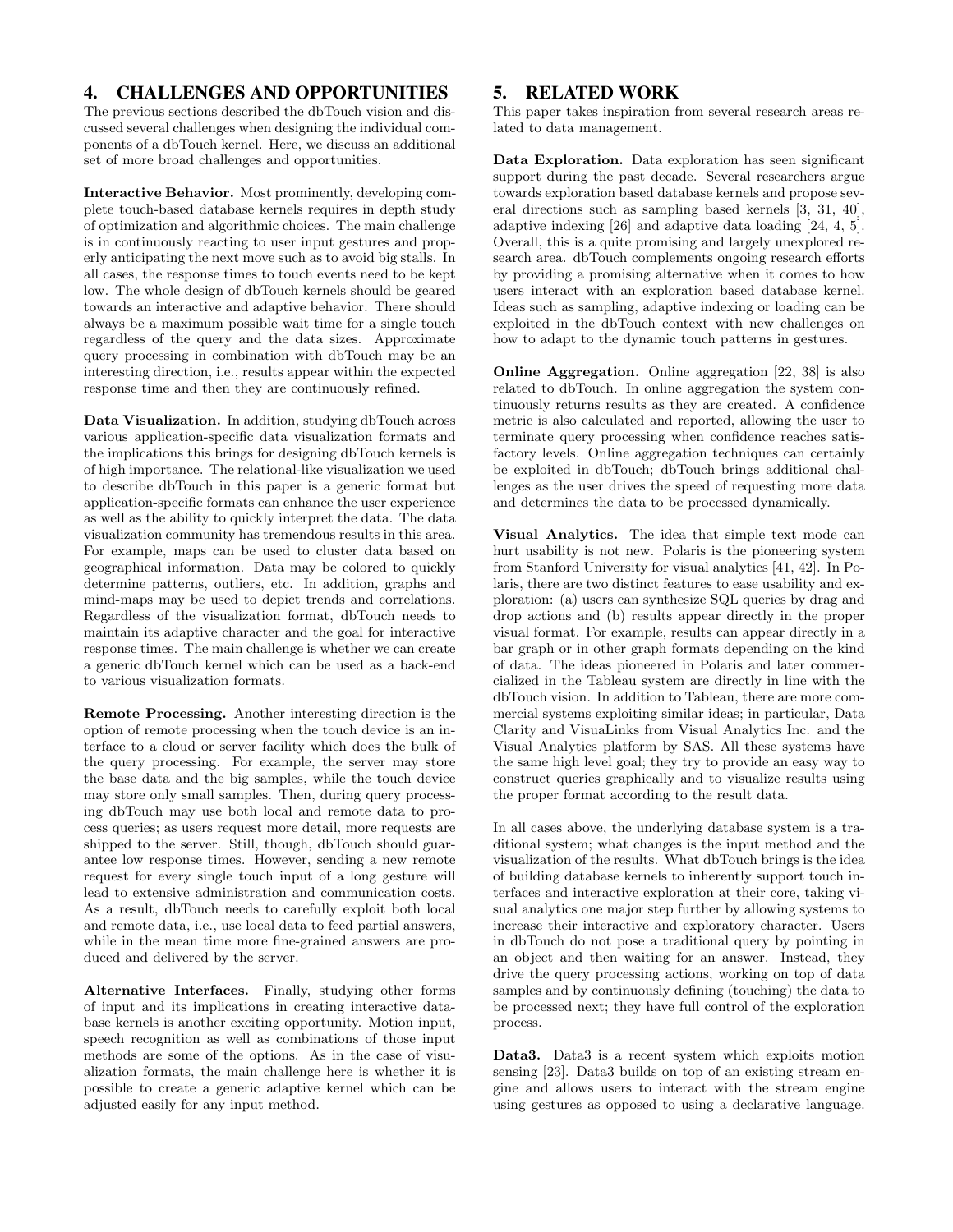## 4. CHALLENGES AND OPPORTUNITIES

The previous sections described the dbTouch vision and discussed several challenges when designing the individual components of a dbTouch kernel. Here, we discuss an additional set of more broad challenges and opportunities.

**Interactive Behavior.** Most prominently, developing complete touch-based database kernels requires in depth study of optimization and algorithmic choices. The main challenge is in continuously reacting to user input gestures and properly anticipating the next move such as to avoid big stalls. In all cases, the response times to touch events need to be kept low. The whole design of dbTouch kernels should be geared towards an interactive and adaptive behavior. There should always be a maximum possible wait time for a single touch regardless of the query and the data sizes. Approximate query processing in combination with dbTouch may be an interesting direction, i.e., results appear within the expected response time and then they are continuously refined.

**Data Visualization.** In addition, studying dbTouch across various application-specific data visualization formats and the implications this brings for designing dbTouch kernels is of high importance. The relational-like visualization we used to describe dbTouch in this paper is a generic format but application-specific formats can enhance the user experience as well as the ability to quickly interpret the data. The data visualization community has tremendous results in this area. For example, maps can be used to cluster data based on geographical information. Data may be colored to quickly determine patterns, outliers, etc. In addition, graphs and mind-maps may be used to depict trends and correlations. Regardless of the visualization format, dbTouch needs to maintain its adaptive character and the goal for interactive response times. The main challenge is whether we can create a generic dbTouch kernel which can be used as a back-end to various visualization formats.

**Remote Processing.** Another interesting direction is the option of remote processing when the touch device is an interface to a cloud or server facility which does the bulk of the query processing. For example, the server may store the base data and the big samples, while the touch device may store only small samples. Then, during query processing dbTouch may use both local and remote data to process queries; as users request more detail, more requests are shipped to the server. Still, though, dbTouch should guarantee low response times. However, sending a new remote request for every single touch input of a long gesture will lead to extensive administration and communication costs. As a result, dbTouch needs to carefully exploit both local and remote data, i.e., use local data to feed partial answers, while in the mean time more fine-grained answers are produced and delivered by the server.

**Alternative Interfaces.** Finally, studying other forms of input and its implications in creating interactive database kernels is another exciting opportunity. Motion input, speech recognition as well as combinations of those input methods are some of the options. As in the case of visualization formats, the main challenge here is whether it is possible to create a generic adaptive kernel which can be adjusted easily for any input method.

## 5. RELATED WORK

This paper takes inspiration from several research areas related to data management.

**Data Exploration.** Data exploration has seen significant support during the past decade. Several researchers argue towards exploration based database kernels and propose several directions such as sampling based kernels [3, 31, 40], adaptive indexing [26] and adaptive data loading [24, 4, 5]. Overall, this is a quite promising and largely unexplored research area. dbTouch complements ongoing research efforts by providing a promising alternative when it comes to how users interact with an exploration based database kernel. Ideas such as sampling, adaptive indexing or loading can be exploited in the dbTouch context with new challenges on how to adapt to the dynamic touch patterns in gestures.

**Online Aggregation.** Online aggregation [22, 38] is also related to dbTouch. In online aggregation the system continuously returns results as they are created. A confidence metric is also calculated and reported, allowing the user to terminate query processing when confidence reaches satisfactory levels. Online aggregation techniques can certainly be exploited in dbTouch; dbTouch brings additional challenges as the user drives the speed of requesting more data and determines the data to be processed dynamically.

**Visual Analytics.** The idea that simple text mode can hurt usability is not new. Polaris is the pioneering system from Stanford University for visual analytics [41, 42]. In Polaris, there are two distinct features to ease usability and exploration: (a) users can synthesize SQL queries by drag and drop actions and (b) results appear directly in the proper visual format. For example, results can appear directly in a bar graph or in other graph formats depending on the kind of data. The ideas pioneered in Polaris and later commercialized in the Tableau system are directly in line with the dbTouch vision. In addition to Tableau, there are more commercial systems exploiting similar ideas; in particular, Data Clarity and VisuaLinks from Visual Analytics Inc. and the Visual Analytics platform by SAS. All these systems have the same high level goal; they try to provide an easy way to construct queries graphically and to visualize results using the proper format according to the result data.

In all cases above, the underlying database system is a traditional system; what changes is the input method and the visualization of the results. What dbTouch brings is the idea of building database kernels to inherently support touch interfaces and interactive exploration at their core, taking visual analytics one major step further by allowing systems to increase their interactive and exploratory character. Users in dbTouch do not pose a traditional query by pointing in an object and then waiting for an answer. Instead, they drive the query processing actions, working on top of data samples and by continuously defining (touching) the data to be processed next; they have full control of the exploration process.

**Data3.** Data3 is a recent system which exploits motion sensing [23]. Data3 builds on top of an existing stream engine and allows users to interact with the stream engine using gestures as opposed to using a declarative language.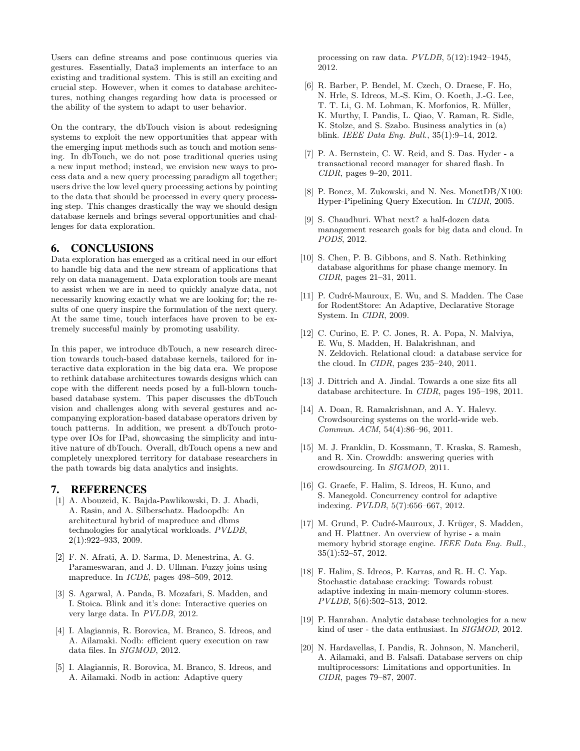Users can define streams and pose continuous queries via gestures. Essentially, Data3 implements an interface to an existing and traditional system. This is still an exciting and crucial step. However, when it comes to database architectures, nothing changes regarding how data is processed or the ability of the system to adapt to user behavior.

On the contrary, the dbTouch vision is about redesigning systems to exploit the new opportunities that appear with the emerging input methods such as touch and motion sensing. In dbTouch, we do not pose traditional queries using a new input method; instead, we envision new ways to process data and a new query processing paradigm all together; users drive the low level query processing actions by pointing to the data that should be processed in every query processing step. This changes drastically the way we should design database kernels and brings several opportunities and challenges for data exploration.

## 6. CONCLUSIONS

Data exploration has emerged as a critical need in our effort to handle big data and the new stream of applications that rely on data management. Data exploration tools are meant to assist when we are in need to quickly analyze data, not necessarily knowing exactly what we are looking for; the results of one query inspire the formulation of the next query. At the same time, touch interfaces have proven to be extremely successful mainly by promoting usability.

In this paper, we introduce dbTouch, a new research direction towards touch-based database kernels, tailored for interactive data exploration in the big data era. We propose to rethink database architectures towards designs which can cope with the different needs posed by a full-blown touch-based database system. This paper discusses the dbTouch vision and challenges along with several gestures and accompanying exploration-based database operators driven by touch patterns. In addition, we present a dbTouch prototype over IOs for IPad, showcasing the simplicity and intuitive nature of dbTouch. Overall, dbTouch opens a new and completely unexplored territory for database researchers in the path towards big data analytics and insights.

## 7. REFERENCES

[1] A. Abouzeid, K. Bajda-Pawlikowski, D. J. Abadi, A. Rasin, and A. Silberschatz. Hadoopdb: An architectural hybrid of mapreduce and dbms technologies for analytical workloads. *PVLDB*, 2(1):922–933, 2009.

[2] F. N. Afrati, A. D. Sarma, D. Menestrina, A. G. Parameswaran, and J. D. Ullman. Fuzzy joins using mapreduce. In *ICDE*, pages 498–509, 2012.

[3] S. Agarwal, A. Panda, B. Mozafari, S. Madden, and I. Stoica. Blink and it's done: Interactive queries on very large data. In *PVLDB*, 2012.

[4] I. Alagiannis, R. Borovica, M. Branco, S. Idreos, and A. Ailamaki. Nodb: efficient query execution on raw data files. In *SIGMOD*, 2012.

[5] I. Alagiannis, R. Borovica, M. Branco, S. Idreos, and A. Ailamaki. Nodb in action: Adaptive query processing on raw data. *PVLDB*, 5(12):1942–1945, 2012.

[6] R. Barber, P. Bendel, M. Czech, O. Draese, F. Ho, N. Hrle, S. Idreos, M.-S. Kim, O. Koeth, J.-G. Lee, T. T. Li, G. M. Lohman, K. Morfonios, R. Müller, K. Murthy, I. Pandis, L. Qiao, V. Raman, R. Sidle, K. Stolze, and S. Szabo. Business analytics in (a) blink. *IEEE Data Eng. Bull.*, 35(1):9–14, 2012.

[7] P. A. Bernstein, C. W. Reid, and S. Das. Hyder - a transactional record manager for shared flash. In *CIDR*, pages 9–20, 2011.

[8] P. Boncz, M. Zukowski, and N. Nes. MonetDB/X100: Hyper-Pipelining Query Execution. In *CIDR*, 2005.

[9] S. Chaudhuri. What next? a half-dozen data management research goals for big data and cloud. In *PODS*, 2012.

[10] S. Chen, P. B. Gibbons, and S. Nath. Rethinking database algorithms for phase change memory. In *CIDR*, pages 21–31, 2011.

[11] P. Cudré-Mauroux, E. Wu, and S. Madden. The Case for RodentStore: An Adaptive, Declarative Storage System. In *CIDR*, 2009.

[12] C. Curino, E. P. C. Jones, R. A. Popa, N. Malviya, E. Wu, S. Madden, H. Balakrishnan, and N. Zeldovich. Relational cloud: a database service for the cloud. In *CIDR*, pages 235–240, 2011.

[13] J. Dittrich and A. Jindal. Towards a one size fits all database architecture. In *CIDR*, pages 195–198, 2011.

[14] A. Doan, R. Ramakrishnan, and A. Y. Halevy. Crowdsourcing systems on the world-wide web. *Commun. ACM*, 54(4):86–96, 2011.

[15] M. J. Franklin, D. Kossmann, T. Kraska, S. Ramesh, and R. Xin. Crowddb: answering queries with crowdsourcing. In *SIGMOD*, 2011.

[16] G. Graefe, F. Halim, S. Idreos, H. Kuno, and S. Manegold. Concurrency control for adaptive indexing. *PVLDB*, 5(7):656–667, 2012.

[17] M. Grund, P. Cudré-Mauroux, J. Krüger, S. Madden, and H. Plattner. An overview of hyrise - a main memory hybrid storage engine. *IEEE Data Eng. Bull.*, 35(1):52–57, 2012.

[18] F. Halim, S. Idreos, P. Karras, and R. H. C. Yap. Stochastic database cracking: Towards robust adaptive indexing in main-memory column-stores. *PVLDB*, 5(6):502–513, 2012.

[19] P. Hanrahan. Analytic database technologies for a new kind of user - the data enthusiast. In *SIGMOD*, 2012.

[20] N. Hardavellas, I. Pandis, R. Johnson, N. Mancheril, A. Ailamaki, and B. Falsafi. Database servers on chip multiprocessors: Limitations and opportunities. In *CIDR*, pages 79–87, 2007.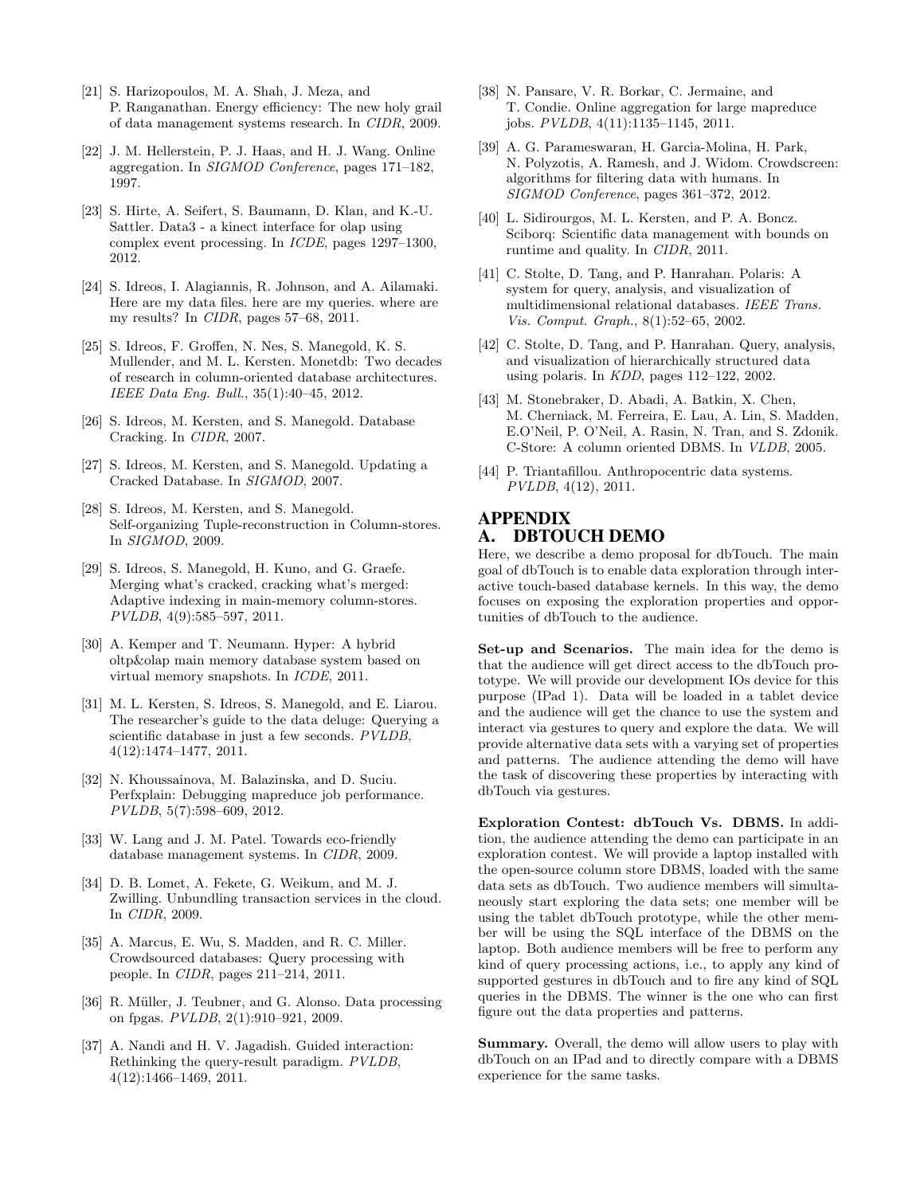[21] S. Harizopoulos, M. A. Shah, J. Meza, and P. Ranganathan. Energy efficiency: The new holy grail of data management systems research. In *CIDR*, 2009.

[22] J. M. Hellerstein, P. J. Haas, and H. J. Wang. Online aggregation. In *SIGMOD Conference*, pages 171–182, 1997.

[23] S. Hirte, A. Seifert, S. Baumann, D. Klan, and K.-U. Sattler. Data3 - a kinect interface for olap using complex event processing. In *ICDE*, pages 1297–1300, 2012.

[24] S. Idreos, I. Alagiannis, R. Johnson, and A. Ailamaki. Here are my data files. here are my queries. where are my results? In *CIDR*, pages 57–68, 2011.

[25] S. Idreos, F. Groffen, N. Nes, S. Manegold, K. S. Mullender, and M. L. Kersten. Monetdb: Two decades of research in column-oriented database architectures. *IEEE Data Eng. Bull.*, 35(1):40–45, 2012.

[26] S. Idreos, M. Kersten, and S. Manegold. Database Cracking. In *CIDR*, 2007.

[27] S. Idreos, M. Kersten, and S. Manegold. Updating a Cracked Database. In *SIGMOD*, 2007.

[28] S. Idreos, M. Kersten, and S. Manegold. Self-organizing Tuple-reconstruction in Column-stores. In *SIGMOD*, 2009.

[29] S. Idreos, S. Manegold, H. Kuno, and G. Graefe. Merging what's cracked, cracking what's merged: Adaptive indexing in main-memory column-stores. *PVLDB*, 4(9):585–597, 2011.

[30] A. Kemper and T. Neumann. Hyper: A hybrid oltp&olap main memory database system based on virtual memory snapshots. In *ICDE*, 2011.

[31] M. L. Kersten, S. Idreos, S. Manegold, and E. Liarou. The researcher's guide to the data deluge: Querying a scientific database in just a few seconds. *PVLDB*, 4(12):1474–1477, 2011.

[32] N. Khoussainova, M. Balazinska, and D. Suciu. Perfxplain: Debugging mapreduce job performance. *PVLDB*, 5(7):598–609, 2012.

[33] W. Lang and J. M. Patel. Towards eco-friendly database management systems. In *CIDR*, 2009.

[34] D. B. Lomet, A. Fekete, G. Weikum, and M. J. Zwilling. Unbundling transaction services in the cloud. In *CIDR*, 2009.

[35] A. Marcus, E. Wu, S. Madden, and R. C. Miller. Crowdsourced databases: Query processing with people. In *CIDR*, pages 211–214, 2011.

[36] R. Müller, J. Teubner, and G. Alonso. Data processing on fpgas. *PVLDB*, 2(1):910–921, 2009.

[37] A. Nandi and H. V. Jagadish. Guided interaction: Rethinking the query-result paradigm. *PVLDB*, 4(12):1466–1469, 2011.

[38] N. Pansare, V. R. Borkar, C. Jermaine, and T. Condie. Online aggregation for large mapreduce jobs. *PVLDB*, 4(11):1135–1145, 2011.

[39] A. G. Parameswaran, H. Garcia-Molina, H. Park, N. Polyzotis, A. Ramesh, and J. Widom. Crowdscreen: algorithms for filtering data with humans. In *SIGMOD Conference*, pages 361–372, 2012.

[40] L. Sidirourgos, M. L. Kersten, and P. A. Boncz. Sciborq: Scientific data management with bounds on runtime and quality. In *CIDR*, 2011.

[41] C. Stolte, D. Tang, and P. Hanrahan. Polaris: A system for query, analysis, and visualization of multidimensional relational databases. *IEEE Trans. Vis. Comput. Graph.*, 8(1):52–65, 2002.

[42] C. Stolte, D. Tang, and P. Hanrahan. Query, analysis, and visualization of hierarchically structured data using polaris. In *KDD*, pages 112–122, 2002.

[43] M. Stonebraker, D. Abadi, A. Batkin, X. Chen, M. Cherniack, M. Ferreira, E. Lau, A. Lin, S. Madden, E.O'Neil, P. O'Neil, A. Rasin, N. Tran, and S. Zdonik. C-Store: A column oriented DBMS. In *VLDB*, 2005.

[44] P. Triantafillou. Anthropocentric data systems. *PVLDB*, 4(12), 2011.

# APPENDIX

## A. DBTOUCH DEMO

Here, we describe a demo proposal for dbTouch. The main goal of dbTouch is to enable data exploration through interactive touch-based database kernels. In this way, the demo focuses on exposing the exploration properties and opportunities of dbTouch to the audience.

**Set-up and Scenarios.** The main idea for the demo is that the audience will get direct access to the dbTouch prototype. We will provide our development IOs device for this purpose (IPad 1). Data will be loaded in a tablet device and the audience will get the chance to use the system and interact via gestures to query and explore the data. We will provide alternative data sets with a varying set of properties and patterns. The audience attending the demo will have the task of discovering these properties by interacting with dbTouch via gestures.

**Exploration Contest: dbTouch Vs. DBMS.** In addition, the audience attending the demo can participate in an exploration contest. We will provide a laptop installed with the open-source column store DBMS, loaded with the same data sets as dbTouch. Two audience members will simultaneously start exploring the data sets; one member will be using the tablet dbTouch prototype, while the other member will be using the SQL interface of the DBMS on the laptop. Both audience members will be free to perform any kind of query processing actions, i.e., to apply any kind of supported gestures in dbTouch and to fire any kind of SQL queries in the DBMS. The winner is the one who can first figure out the data properties and patterns.

**Summary.** Overall, the demo will allow users to play with dbTouch on an IPad and to directly compare with a DBMS experience for the same tasks.